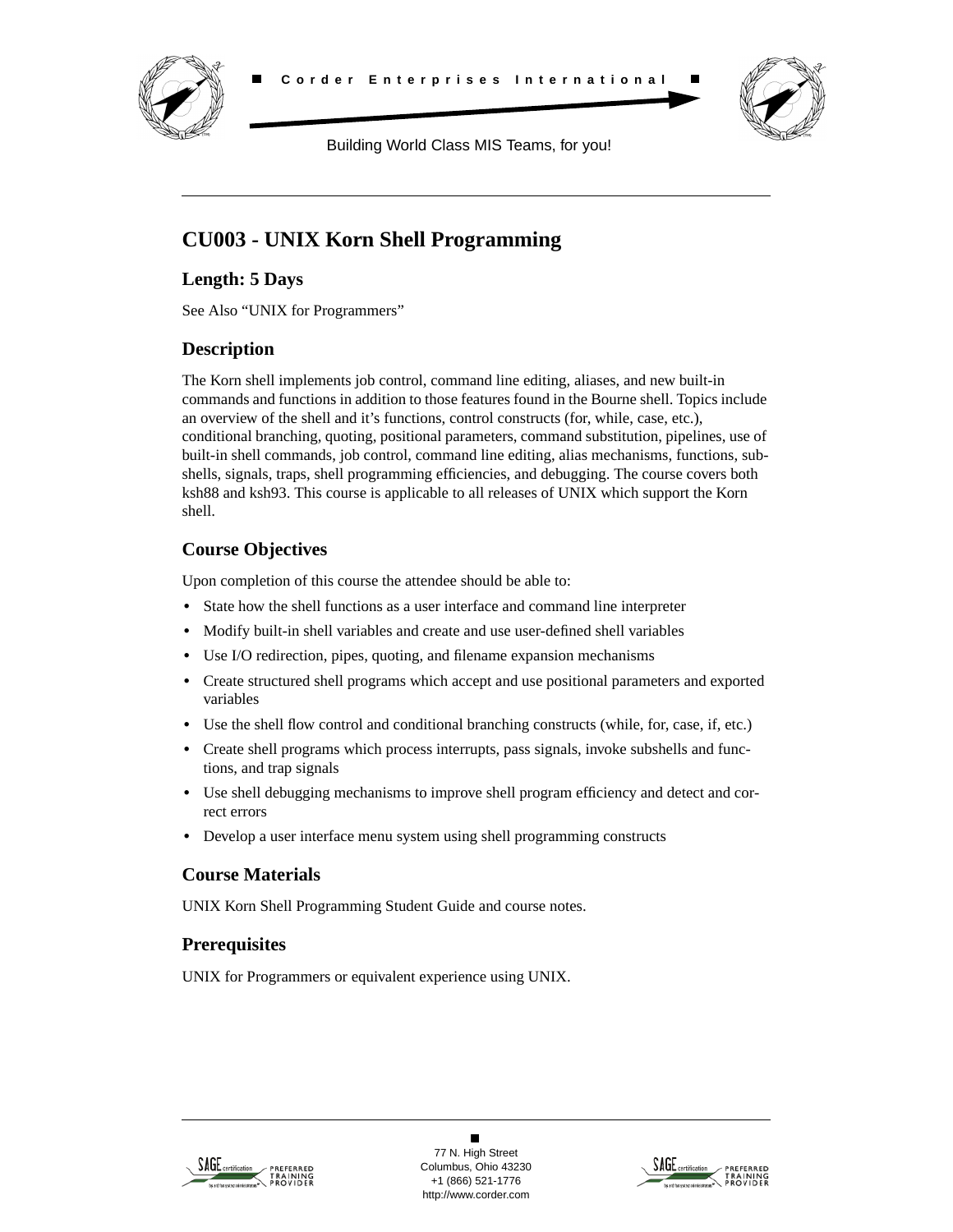Corder Enterprises International

Building World Class MIS Teams, for you!

# CU003 - UNIX Korn Shell Programming

## Length: 5 Days

See Also "UNIX for Programmers"

## Description

The Korn shell implements job control, command line editing, aliases, and new built-in commands and functions in addition to those features found in the Bourne shell. Topics include an overview of the shell and it's functions, control constructs (for, while, case, etc.), conditional branching, quoting, positional parameters, command substitution, pipelines, use of built-in shell commands, job control, command line editing, alias mechanisms, functions, sub-shells, signals, traps, shell programming efficiencies, and debugging. The course covers both ksh88 and ksh93. This course is applicable to all releases of UNIX which support the Korn shell.

## Course Objectives

Upon completion of this course the attendee should be able to:

- State how the shell functions as a user interface and command line interpreter
- Modify built-in shell variables and create and use user-defined shell variables
- Use I/O redirection, pipes, quoting, and filename expansion mechanisms
- Create structured shell programs which accept and use positional parameters and exported variables
- Use the shell flow control and conditional branching constructs (while, for, case, if, etc.)
- Create shell programs which process interrupts, pass signals, invoke subshells and functions, and trap signals
- Use shell debugging mechanisms to improve shell program efficiency and detect and correct errors
- Develop a user interface menu system using shell programming constructs

## Course Materials

UNIX Korn Shell Programming Student Guide and course notes.

## Prerequisites

UNIX for Programmers or equivalent experience using UNIX.

77 N. High Street
Columbus, Ohio 43230
+1 (866) 521-1776
http://www.corder.com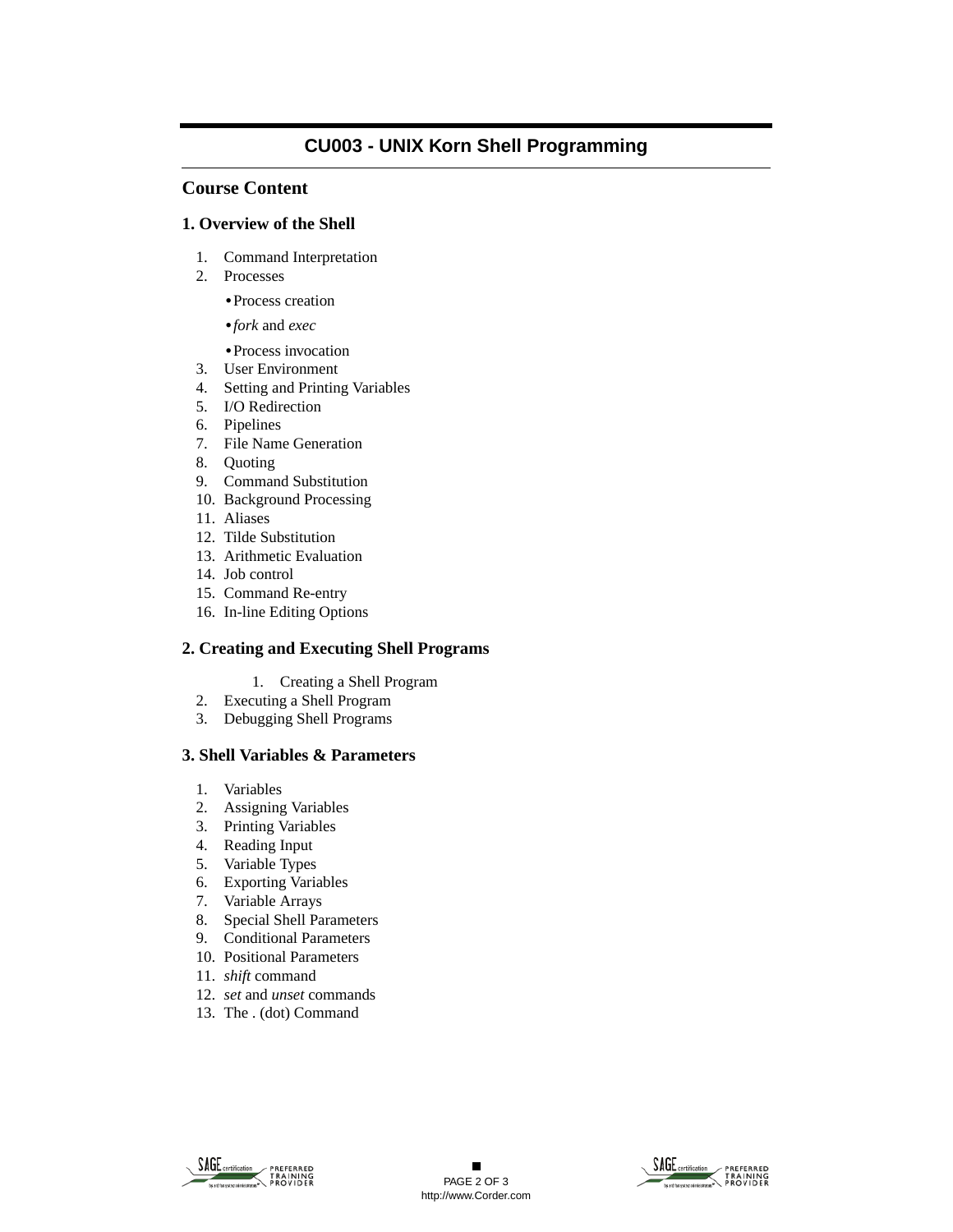# CU003 - UNIX Korn Shell Programming

## Course Content

### 1. Overview of the Shell

1. Command Interpretation
2. Processes
   - Process creation
   - *fork* and *exec*
   - Process invocation
3. User Environment
4. Setting and Printing Variables
5. I/O Redirection
6. Pipelines
7. File Name Generation
8. Quoting
9. Command Substitution
10. Background Processing
11. Aliases
12. Tilde Substitution
13. Arithmetic Evaluation
14. Job control
15. Command Re-entry
16. In-line Editing Options

### 2. Creating and Executing Shell Programs

1. Creating a Shell Program
2. Executing a Shell Program
3. Debugging Shell Programs

### 3. Shell Variables & Parameters

1. Variables
2. Assigning Variables
3. Printing Variables
4. Reading Input
5. Variable Types
6. Exporting Variables
7. Variable Arrays
8. Special Shell Parameters
9. Conditional Parameters
10. Positional Parameters
11. *shift* command
12. *set* and *unset* commands
13. The . (dot) Command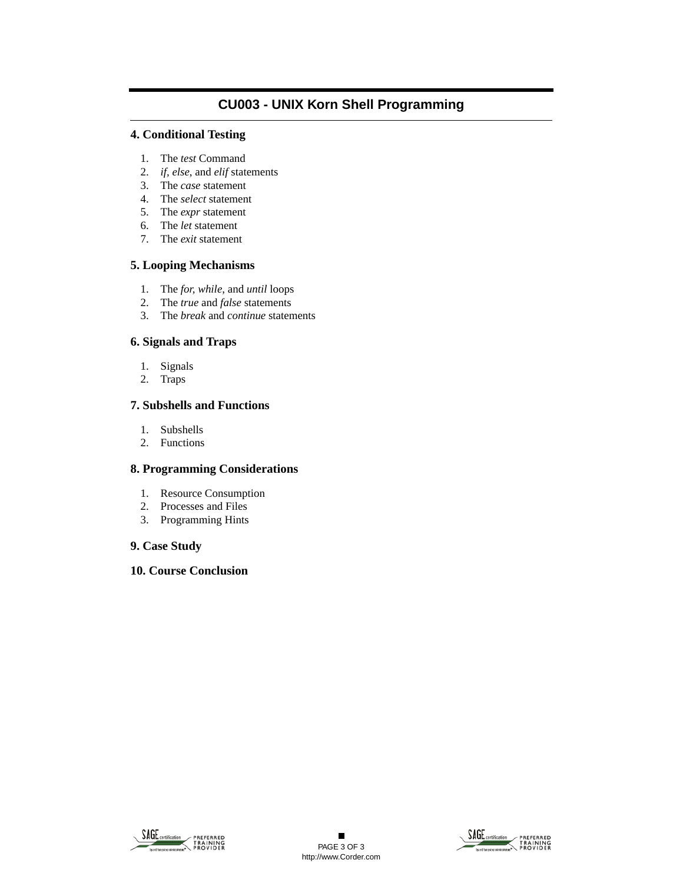## 4. Conditional Testing

1. The *test* Command
2. *if, else*, and *elif* statements
3. The *case* statement
4. The *select* statement
5. The *expr* statement
6. The *let* statement
7. The *exit* statement

## 5. Looping Mechanisms

1. The *for, while,* and *until* loops
2. The *true* and *false* statements
3. The *break* and *continue* statements

## 6. Signals and Traps

1. Signals
2. Traps

## 7. Subshells and Functions

1. Subshells
2. Functions

## 8. Programming Considerations

1. Resource Consumption
2. Processes and Files
3. Programming Hints

## 9. Case Study

## 10. Course Conclusion